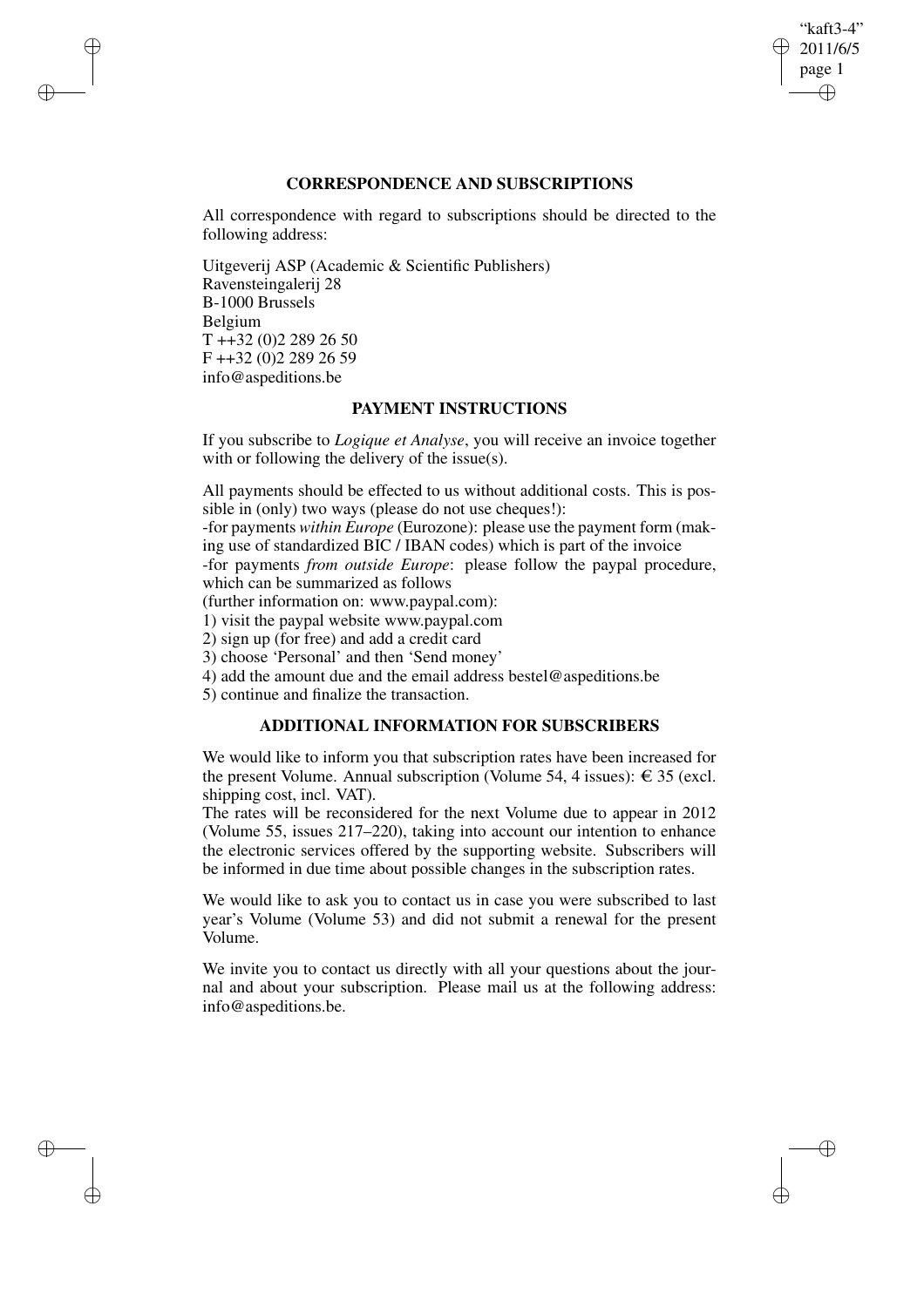## CORRESPONDENCE AND SUBSCRIPTIONS

All correspondence with regard to subscriptions should be directed to the following address:

Uitgeverij ASP (Academic & Scientific Publishers)
Ravensteingalerij 28
B-1000 Brussels
Belgium
T ++32 (0)2 289 26 50
F ++32 (0)2 289 26 59
info@aspeditions.be

## PAYMENT INSTRUCTIONS

If you subscribe to *Logique et Analyse*, you will receive an invoice together with or following the delivery of the issue(s).

All payments should be effected to us without additional costs. This is possible in (only) two ways (please do not use cheques!):
-for payments *within Europe* (Eurozone): please use the payment form (making use of standardized BIC / IBAN codes) which is part of the invoice
-for payments *from outside Europe*: please follow the paypal procedure, which can be summarized as follows
(further information on: www.paypal.com):
1) visit the paypal website www.paypal.com
2) sign up (for free) and add a credit card
3) choose 'Personal' and then 'Send money'
4) add the amount due and the email address bestel@aspeditions.be
5) continue and finalize the transaction.

## ADDITIONAL INFORMATION FOR SUBSCRIBERS

We would like to inform you that subscription rates have been increased for the present Volume. Annual subscription (Volume 54, 4 issues): € 35 (excl. shipping cost, incl. VAT).
The rates will be reconsidered for the next Volume due to appear in 2012 (Volume 55, issues 217–220), taking into account our intention to enhance the electronic services offered by the supporting website. Subscribers will be informed in due time about possible changes in the subscription rates.

We would like to ask you to contact us in case you were subscribed to last year's Volume (Volume 53) and did not submit a renewal for the present Volume.

We invite you to contact us directly with all your questions about the journal and about your subscription. Please mail us at the following address: info@aspeditions.be.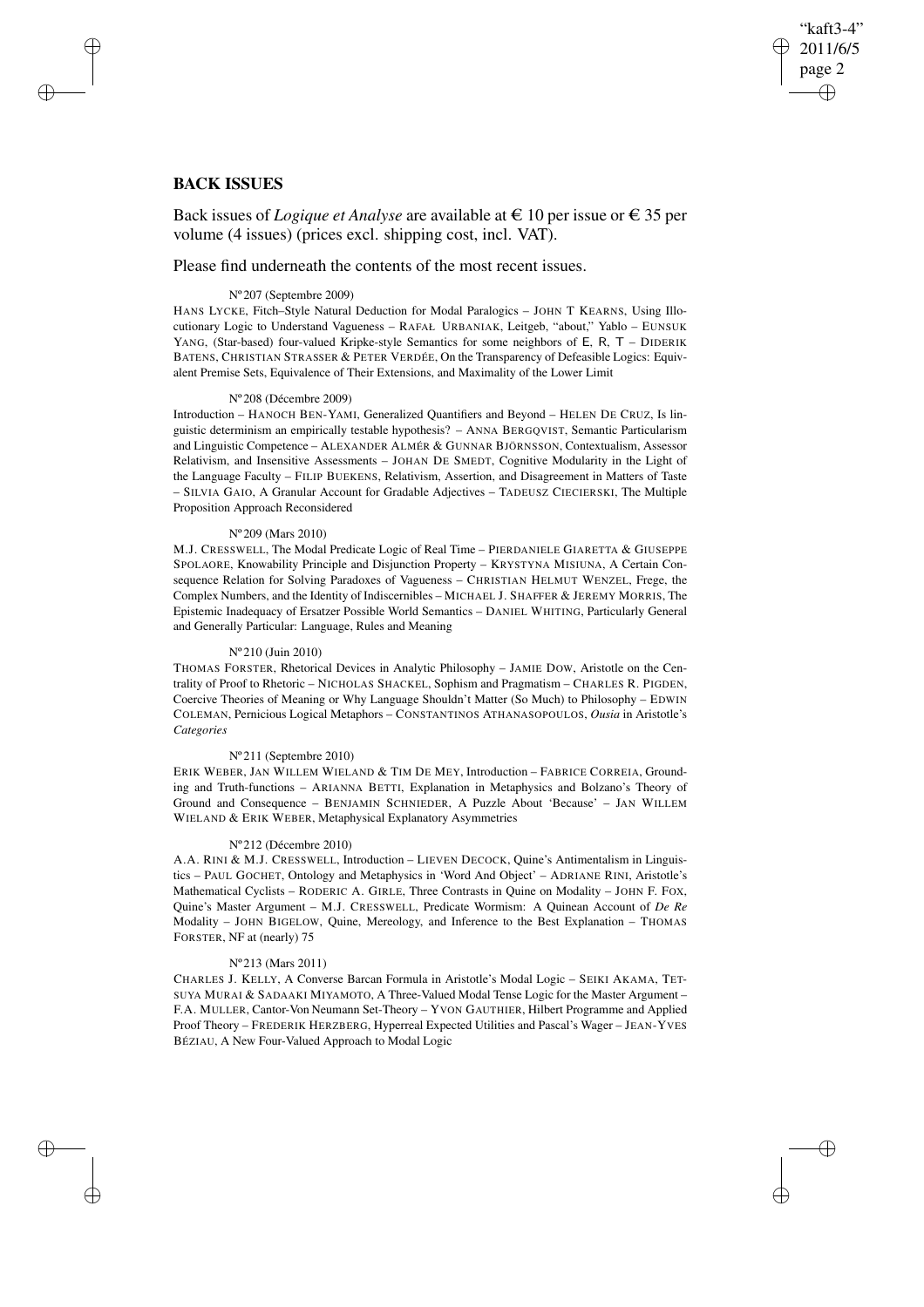## BACK ISSUES

Back issues of *Logique et Analyse* are available at € 10 per issue or € 35 per volume (4 issues) (prices excl. shipping cost, incl. VAT).

Please find underneath the contents of the most recent issues.

Nº 207 (Septembre 2009)

HANS LYCKE, Fitch–Style Natural Deduction for Modal Paralogics – JOHN T KEARNS, Using Illocutionary Logic to Understand Vagueness – RAFAŁ URBANIAK, Leitgeb, "about," Yablo – EUNSUK YANG, (Star-based) four-valued Kripke-style Semantics for some neighbors of E, R, T – DIDERIK BATENS, CHRISTIAN STRASSER & PETER VERDÉE, On the Transparency of Defeasible Logics: Equivalent Premise Sets, Equivalence of Their Extensions, and Maximality of the Lower Limit

Nº 208 (Décembre 2009)

Introduction – HANOCH BEN-YAMI, Generalized Quantifiers and Beyond – HELEN DE CRUZ, Is linguistic determinism an empirically testable hypothesis? – ANNA BERGQVIST, Semantic Particularism and Linguistic Competence – ALEXANDER ALMÉR & GUNNAR BJÖRNSSON, Contextualism, Assessor Relativism, and Insensitive Assessments – JOHAN DE SMEDT, Cognitive Modularity in the Light of the Language Faculty – FILIP BUEKENS, Relativism, Assertion, and Disagreement in Matters of Taste – SILVIA GAIO, A Granular Account for Gradable Adjectives – TADEUSZ CIECIERSKI, The Multiple Proposition Approach Reconsidered

Nº 209 (Mars 2010)

M.J. CRESSWELL, The Modal Predicate Logic of Real Time – PIERDANIELE GIARETTA & GIUSEPPE SPOLAORE, Knowability Principle and Disjunction Property – KRYSTYNA MISIUNA, A Certain Consequence Relation for Solving Paradoxes of Vagueness – CHRISTIAN HELMUT WENZEL, Frege, the Complex Numbers, and the Identity of Indiscernibles – MICHAEL J. SHAFFER & JEREMY MORRIS, The Epistemic Inadequacy of Ersatzer Possible World Semantics – DANIEL WHITING, Particularly General and Generally Particular: Language, Rules and Meaning

Nº 210 (Juin 2010)

THOMAS FORSTER, Rhetorical Devices in Analytic Philosophy – JAMIE DOW, Aristotle on the Centrality of Proof to Rhetoric – NICHOLAS SHACKEL, Sophism and Pragmatism – CHARLES R. PIGDEN, Coercive Theories of Meaning or Why Language Shouldn't Matter (So Much) to Philosophy – EDWIN COLEMAN, Pernicious Logical Metaphors – CONSTANTINOS ATHANASOPOULOS, *Ousia* in Aristotle's *Categories*

Nº 211 (Septembre 2010)

ERIK WEBER, JAN WILLEM WIELAND & TIM DE MEY, Introduction – FABRICE CORREIA, Grounding and Truth-functions – ARIANNA BETTI, Explanation in Metaphysics and Bolzano's Theory of Ground and Consequence – BENJAMIN SCHNIEDER, A Puzzle About 'Because' – JAN WILLEM WIELAND & ERIK WEBER, Metaphysical Explanatory Asymmetries

Nº 212 (Décembre 2010)

A.A. RINI & M.J. CRESSWELL, Introduction – LIEVEN DECOCK, Quine's Antimentalism in Linguistics – PAUL GOCHET, Ontology and Metaphysics in 'Word And Object' – ADRIANE RINI, Aristotle's Mathematical Cyclists – RODERIC A. GIRLE, Three Contrasts in Quine on Modality – JOHN F. FOX, Quine's Master Argument – M.J. CRESSWELL, Predicate Wormism: A Quinean Account of *De Re* Modality – JOHN BIGELOW, Quine, Mereology, and Inference to the Best Explanation – THOMAS FORSTER, NF at (nearly) 75

Nº 213 (Mars 2011)

CHARLES J. KELLY, A Converse Barcan Formula in Aristotle's Modal Logic – SEIKI AKAMA, TETSUYA MURAI & SADAAKI MIYAMOTO, A Three-Valued Modal Tense Logic for the Master Argument – F.A. MULLER, Cantor-Von Neumann Set-Theory – YVON GAUTHIER, Hilbert Programme and Applied Proof Theory – FREDERIK HERZBERG, Hyperreal Expected Utilities and Pascal's Wager – JEAN-YVES BÉZIAU, A New Four-Valued Approach to Modal Logic